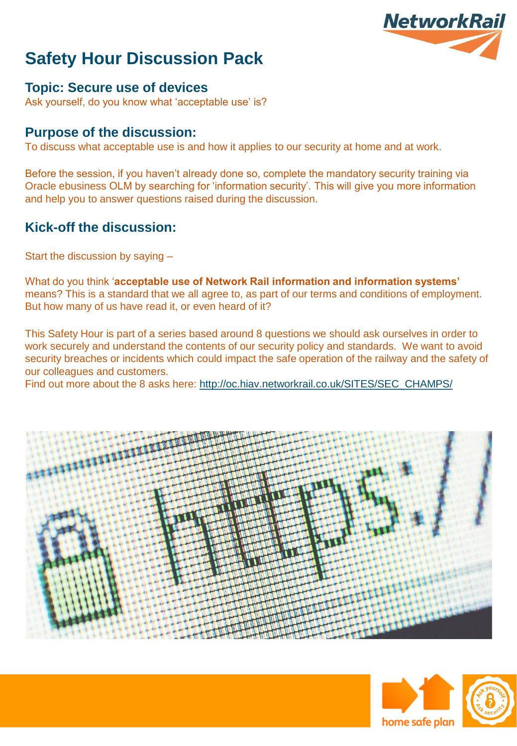# Safety Hour Discussion Pack

## Topic: Secure use of devices

Ask yourself, do you know what 'acceptable use' is?

## Purpose of the discussion:

To discuss what acceptable use is and how it applies to our security at home and at work.

Before the session, if you haven't already done so, complete the mandatory security training via Oracle ebusiness OLM by searching for 'information security'. This will give you more information and help you to answer questions raised during the discussion.

## Kick-off the discussion:

Start the discussion by saying –

What do you think '**acceptable use of Network Rail information and information systems'** means? This is a standard that we all agree to, as part of our terms and conditions of employment. But how many of us have read it, or even heard of it?

This Safety Hour is part of a series based around 8 questions we should ask ourselves in order to work securely and understand the contents of our security policy and standards. We want to avoid security breaches or incidents which could impact the safe operation of the railway and the safety of our colleagues and customers.
Find out more about the 8 asks here: http://oc.hiav.networkrail.co.uk/SITES/SEC_CHAMPS/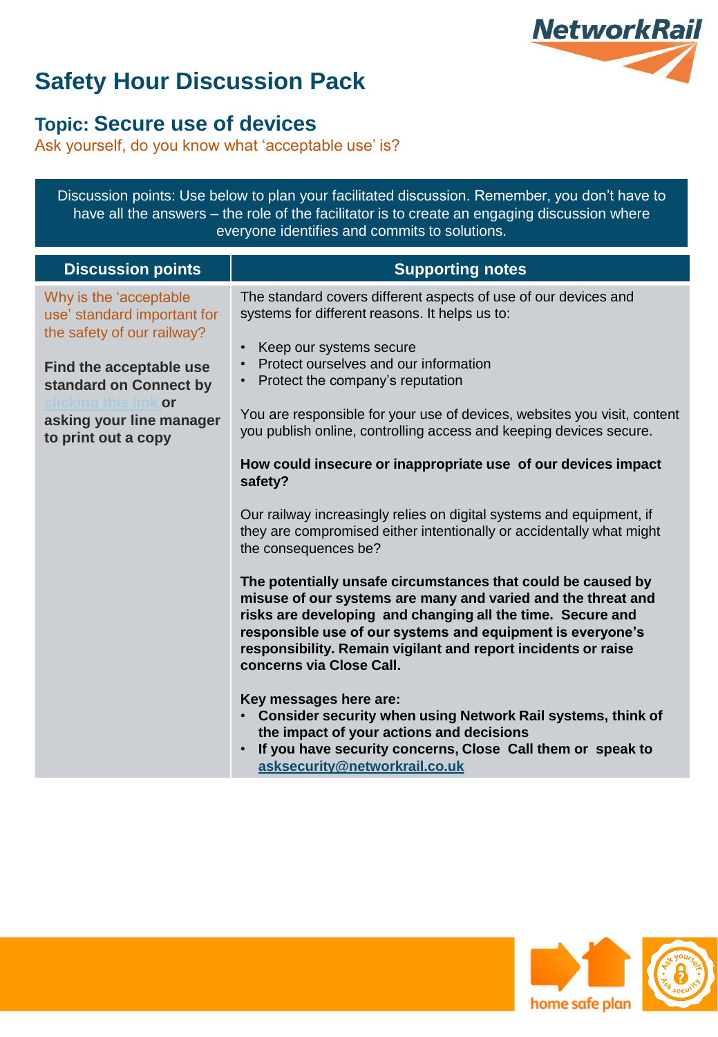# Safety Hour Discussion Pack

## Topic: Secure use of devices

Ask yourself, do you know what 'acceptable use' is?

Discussion points: Use below to plan your facilitated discussion. Remember, you don't have to have all the answers – the role of the facilitator is to create an engaging discussion where everyone identifies and commits to solutions.

| Discussion points | Supporting notes |
|---|---|
| Why is the 'acceptable use' standard important for the safety of our railway?<br><br>**Find the acceptable use standard on Connect by** clicking this link **or asking your line manager to print out a copy** | The standard covers different aspects of use of our devices and systems for different reasons. It helps us to:<br><br>• Keep our systems secure<br>• Protect ourselves and our information<br>• Protect the company's reputation<br><br>You are responsible for your use of devices, websites you visit, content you publish online, controlling access and keeping devices secure.<br><br>**How could insecure or inappropriate use of our devices impact safety?**<br><br>Our railway increasingly relies on digital systems and equipment, if they are compromised either intentionally or accidentally what might the consequences be?<br><br>**The potentially unsafe circumstances that could be caused by misuse of our systems are many and varied and the threat and risks are developing and changing all the time. Secure and responsible use of our systems and equipment is everyone's responsibility. Remain vigilant and report incidents or raise concerns via Close Call.**<br><br>**Key messages here are:**<br>• **Consider security when using Network Rail systems, think of the impact of your actions and decisions**<br>• **If you have security concerns, Close Call them or speak to asksecurity@networkrail.co.uk** |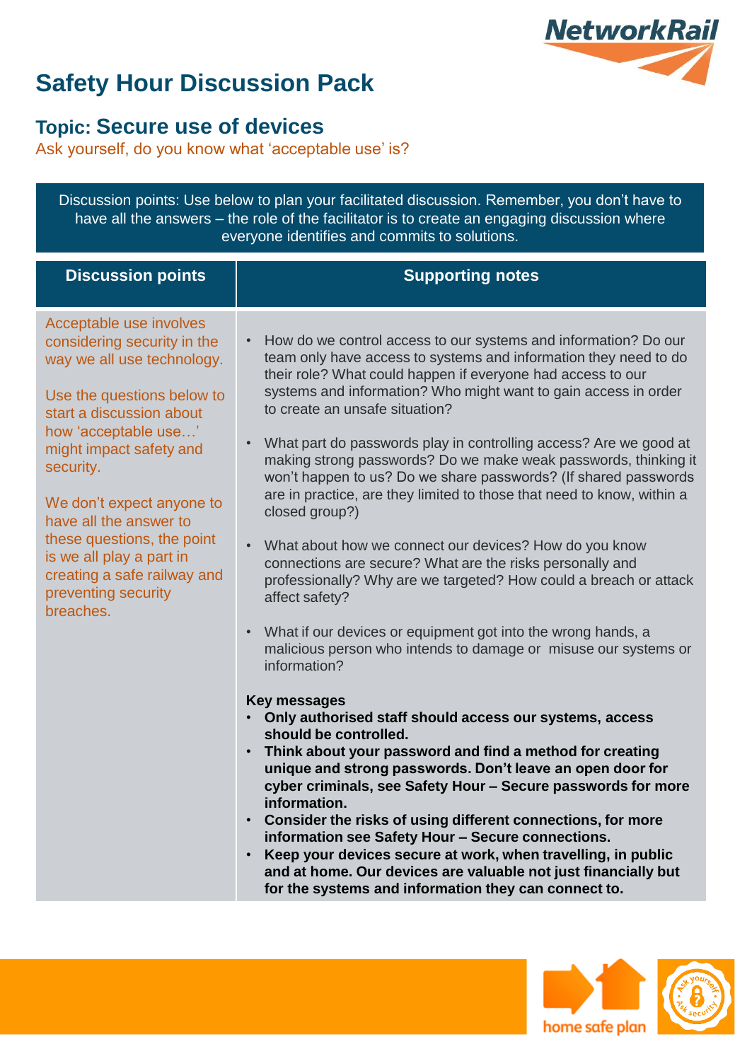# Safety Hour Discussion Pack

## Topic: Secure use of devices

Ask yourself, do you know what 'acceptable use' is?

Discussion points: Use below to plan your facilitated discussion. Remember, you don't have to have all the answers – the role of the facilitator is to create an engaging discussion where everyone identifies and commits to solutions.

| Discussion points | Supporting notes |
|---|---|
| Acceptable use involves considering security in the way we all use technology.<br><br>Use the questions below to start a discussion about how 'acceptable use…' might impact safety and security.<br><br>We don't expect anyone to have all the answer to these questions, the point is we all play a part in creating a safe railway and preventing security breaches. | • How do we control access to our systems and information? Do our team only have access to systems and information they need to do their role? What could happen if everyone had access to our systems and information? Who might want to gain access in order to create an unsafe situation?<br><br>• What part do passwords play in controlling access? Are we good at making strong passwords? Do we make weak passwords, thinking it won't happen to us? Do we share passwords? (If shared passwords are in practice, are they limited to those that need to know, within a closed group?)<br><br>• What about how we connect our devices? How do you know connections are secure? What are the risks personally and professionally? Why are we targeted? How could a breach or attack affect safety?<br><br>• What if our devices or equipment got into the wrong hands, a malicious person who intends to damage or misuse our systems or information?<br><br>**Key messages**<br>• **Only authorised staff should access our systems, access should be controlled.**<br>• **Think about your password and find a method for creating unique and strong passwords. Don't leave an open door for cyber criminals, see Safety Hour – Secure passwords for more information.**<br>• **Consider the risks of using different connections, for more information see Safety Hour – Secure connections.**<br>• **Keep your devices secure at work, when travelling, in public and at home. Our devices are valuable not just financially but for the systems and information they can connect to.** |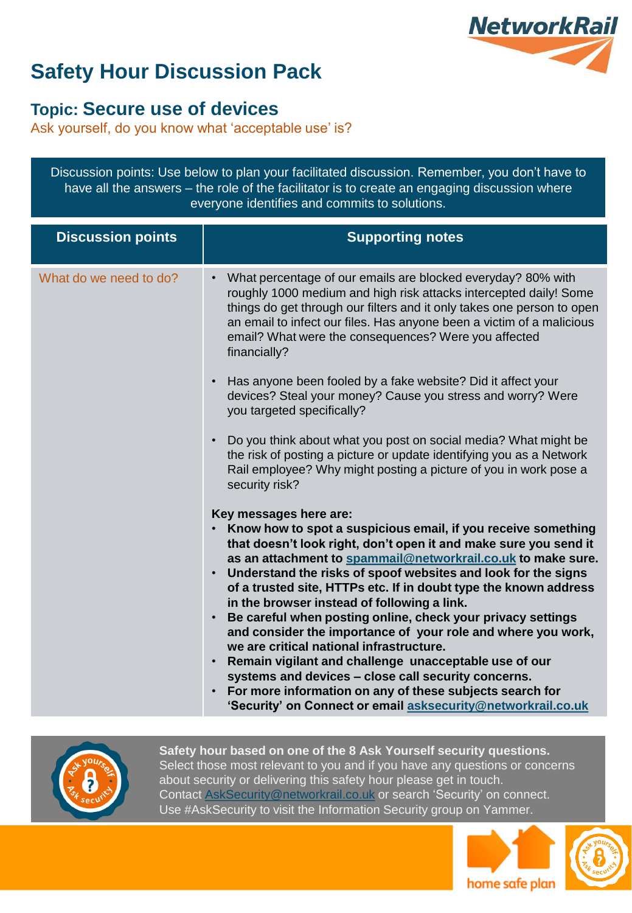# Safety Hour Discussion Pack

## Topic: Secure use of devices

Ask yourself, do you know what 'acceptable use' is?

Discussion points: Use below to plan your facilitated discussion. Remember, you don't have to have all the answers – the role of the facilitator is to create an engaging discussion where everyone identifies and commits to solutions.

| Discussion points | Supporting notes |
|---|---|
| What do we need to do? | • What percentage of our emails are blocked everyday? 80% with roughly 1000 medium and high risk attacks intercepted daily! Some things do get through our filters and it only takes one person to open an email to infect our files. Has anyone been a victim of a malicious email? What were the consequences? Were you affected financially?<br><br>• Has anyone been fooled by a fake website? Did it affect your devices? Steal your money? Cause you stress and worry? Were you targeted specifically?<br><br>• Do you think about what you post on social media? What might be the risk of posting a picture or update identifying you as a Network Rail employee? Why might posting a picture of you in work pose a security risk?<br><br>**Key messages here are:**<br>• **Know how to spot a suspicious email, if you receive something that doesn't look right, don't open it and make sure you send it as an attachment to spammail@networkrail.co.uk to make sure.**<br>• **Understand the risks of spoof websites and look for the signs of a trusted site, HTTPs etc. If in doubt type the known address in the browser instead of following a link.**<br>• **Be careful when posting online, check your privacy settings and consider the importance of your role and where you work, we are critical national infrastructure.**<br>• **Remain vigilant and challenge unacceptable use of our systems and devices – close call security concerns.**<br>• **For more information on any of these subjects search for 'Security' on Connect or email asksecurity@networkrail.co.uk** |

**Safety hour based on one of the 8 Ask Yourself security questions.**
Select those most relevant to you and if you have any questions or concerns about security or delivering this safety hour please get in touch.
Contact AskSecurity@networkrail.co.uk or search 'Security' on connect.
Use #AskSecurity to visit the Information Security group on Yammer.